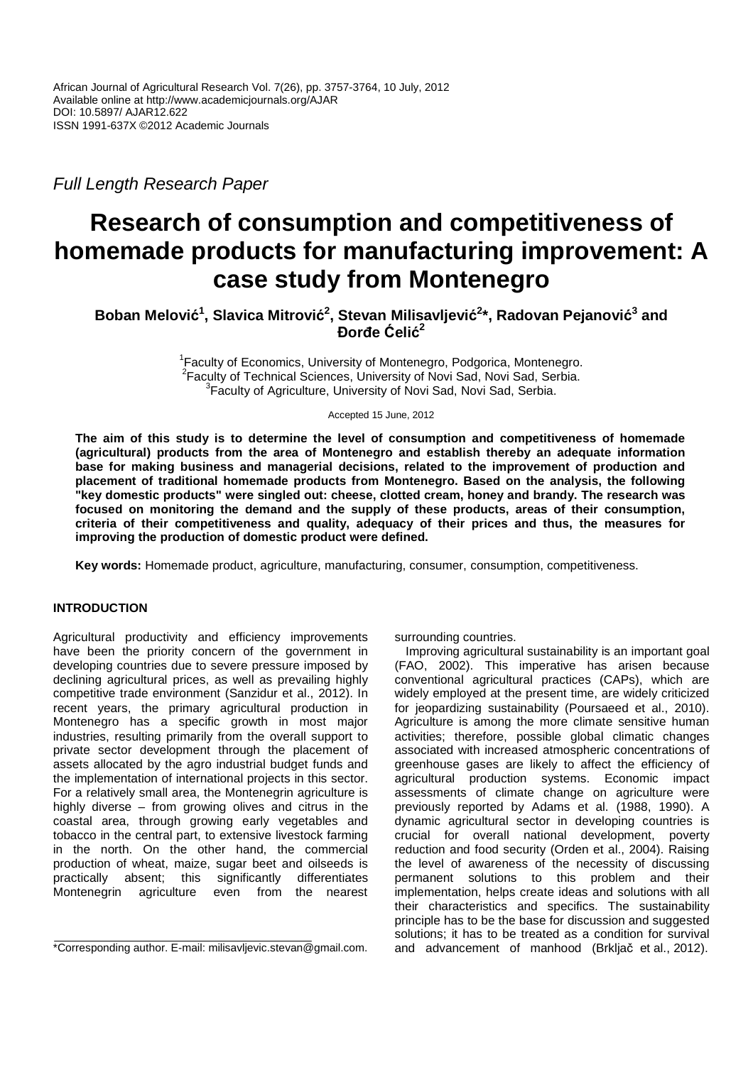*Full Length Research Paper*

# Research of consumption and competitiveness of homemade products for manufacturing improvement: A case study from Montenegro

**Boban Melović[1], Slavica Mitrović[2], Stevan Milisavljević[2]*, Radovan Pejanović[3] and Đorđe Ćelić[2]**

[1]Faculty of Economics, University of Montenegro, Podgorica, Montenegro.
[2]Faculty of Technical Sciences, University of Novi Sad, Novi Sad, Serbia.
[3]Faculty of Agriculture, University of Novi Sad, Novi Sad, Serbia.

Accepted 15 June, 2012

**The aim of this study is to determine the level of consumption and competitiveness of homemade (agricultural) products from the area of Montenegro and establish thereby an adequate information base for making business and managerial decisions, related to the improvement of production and placement of traditional homemade products from Montenegro. Based on the analysis, the following "key domestic products" were singled out: cheese, clotted cream, honey and brandy. The research was focused on monitoring the demand and the supply of these products, areas of their consumption, criteria of their competitiveness and quality, adequacy of their prices and thus, the measures for improving the production of domestic product were defined.**

**Key words:** Homemade product, agriculture, manufacturing, consumer, consumption, competitiveness.

## INTRODUCTION

Agricultural productivity and efficiency improvements have been the priority concern of the government in developing countries due to severe pressure imposed by declining agricultural prices, as well as prevailing highly competitive trade environment (Sanzidur et al., 2012). In recent years, the primary agricultural production in Montenegro has a specific growth in most major industries, resulting primarily from the overall support to private sector development through the placement of assets allocated by the agro industrial budget funds and the implementation of international projects in this sector. For a relatively small area, the Montenegrin agriculture is highly diverse – from growing olives and citrus in the coastal area, through growing early vegetables and tobacco in the central part, to extensive livestock farming in the north. On the other hand, the commercial production of wheat, maize, sugar beet and oilseeds is practically absent; this significantly differentiates Montenegrin agriculture even from the nearest surrounding countries.

Improving agricultural sustainability is an important goal (FAO, 2002). This imperative has arisen because conventional agricultural practices (CAPs), which are widely employed at the present time, are widely criticized for jeopardizing sustainability (Poursaeed et al., 2010). Agriculture is among the more climate sensitive human activities; therefore, possible global climatic changes associated with increased atmospheric concentrations of greenhouse gases are likely to affect the efficiency of agricultural production systems. Economic impact assessments of climate change on agriculture were previously reported by Adams et al. (1988, 1990). A dynamic agricultural sector in developing countries is crucial for overall national development, poverty reduction and food security (Orden et al., 2004). Raising the level of awareness of the necessity of discussing permanent solutions to this problem and their implementation, helps create ideas and solutions with all their characteristics and specifics. The sustainability principle has to be the base for discussion and suggested solutions; it has to be treated as a condition for survival and advancement of manhood (Brkljač et al., 2012).

*Corresponding author. E-mail: milisavljevic.stevan@gmail.com.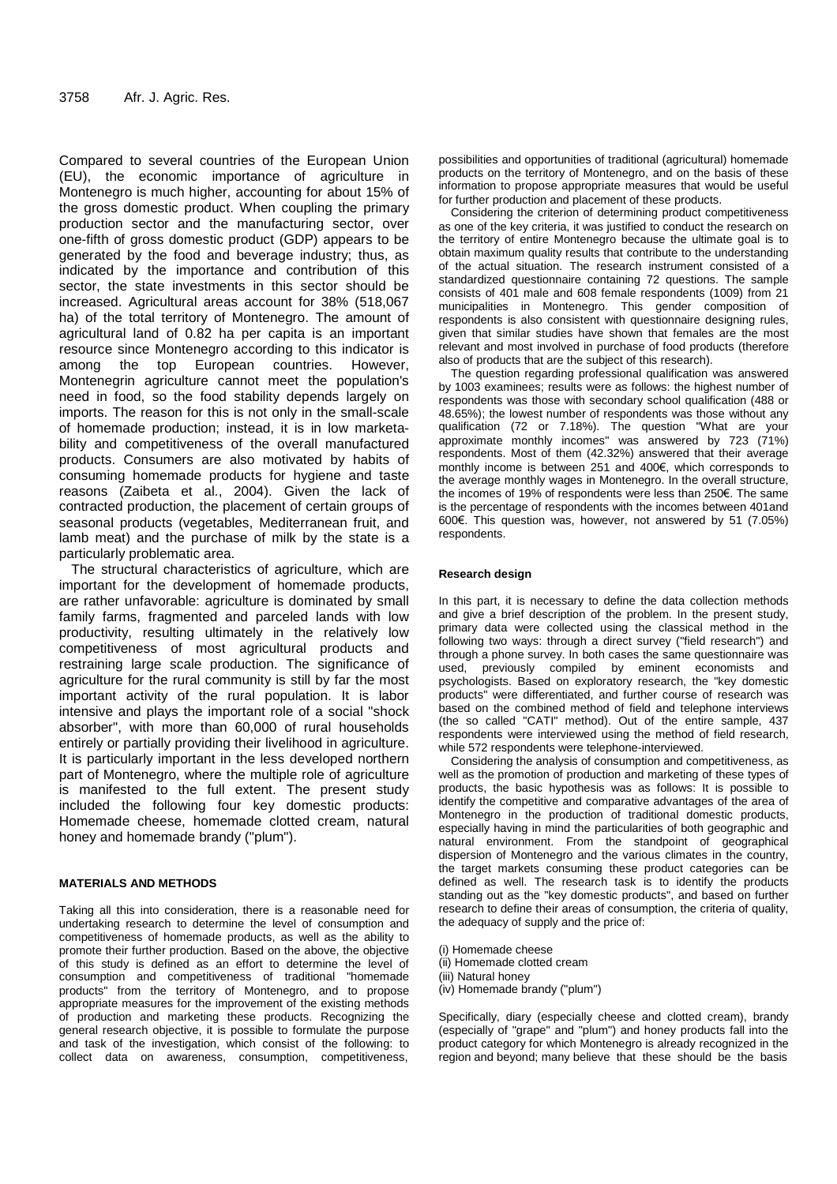Compared to several countries of the European Union (EU), the economic importance of agriculture in Montenegro is much higher, accounting for about 15% of the gross domestic product. When coupling the primary production sector and the manufacturing sector, over one-fifth of gross domestic product (GDP) appears to be generated by the food and beverage industry; thus, as indicated by the importance and contribution of this sector, the state investments in this sector should be increased. Agricultural areas account for 38% (518,067 ha) of the total territory of Montenegro. The amount of agricultural land of 0.82 ha per capita is an important resource since Montenegro according to this indicator is among the top European countries. However, Montenegrin agriculture cannot meet the population's need in food, so the food stability depends largely on imports. The reason for this is not only in the small-scale of homemade production; instead, it is in low marketability and competitiveness of the overall manufactured products. Consumers are also motivated by habits of consuming homemade products for hygiene and taste reasons (Zaibeta et al., 2004). Given the lack of contracted production, the placement of certain groups of seasonal products (vegetables, Mediterranean fruit, and lamb meat) and the purchase of milk by the state is a particularly problematic area.

The structural characteristics of agriculture, which are important for the development of homemade products, are rather unfavorable: agriculture is dominated by small family farms, fragmented and parceled lands with low productivity, resulting ultimately in the relatively low competitiveness of most agricultural products and restraining large scale production. The significance of agriculture for the rural community is still by far the most important activity of the rural population. It is labor intensive and plays the important role of a social "shock absorber", with more than 60,000 of rural households entirely or partially providing their livelihood in agriculture. It is particularly important in the less developed northern part of Montenegro, where the multiple role of agriculture is manifested to the full extent. The present study included the following four key domestic products: Homemade cheese, homemade clotted cream, natural honey and homemade brandy ("plum").

## MATERIALS AND METHODS

Taking all this into consideration, there is a reasonable need for undertaking research to determine the level of consumption and competitiveness of homemade products, as well as the ability to promote their further production. Based on the above, the objective of this study is defined as an effort to determine the level of consumption and competitiveness of traditional "homemade products" from the territory of Montenegro, and to propose appropriate measures for the improvement of the existing methods of production and marketing these products. Recognizing the general research objective, it is possible to formulate the purpose and task of the investigation, which consist of the following: to collect data on awareness, consumption, competitiveness, possibilities and opportunities of traditional (agricultural) homemade products on the territory of Montenegro, and on the basis of these information to propose appropriate measures that would be useful for further production and placement of these products.

Considering the criterion of determining product competitiveness as one of the key criteria, it was justified to conduct the research on the territory of entire Montenegro because the ultimate goal is to obtain maximum quality results that contribute to the understanding of the actual situation. The research instrument consisted of a standardized questionnaire containing 72 questions. The sample consists of 401 male and 608 female respondents (1009) from 21 municipalities in Montenegro. This gender composition of respondents is also consistent with questionnaire designing rules, given that similar studies have shown that females are the most relevant and most involved in purchase of food products (therefore also of products that are the subject of this research).

The question regarding professional qualification was answered by 1003 examinees; results were as follows: the highest number of respondents was those with secondary school qualification (488 or 48.65%); the lowest number of respondents was those without any qualification (72 or 7.18%). The question "What are your approximate monthly incomes" was answered by 723 (71%) respondents. Most of them (42.32%) answered that their average monthly income is between 251 and 400€, which corresponds to the average monthly wages in Montenegro. In the overall structure, the incomes of 19% of respondents were less than 250€. The same is the percentage of respondents with the incomes between 401and 600€. This question was, however, not answered by 51 (7.05%) respondents.

### Research design

In this part, it is necessary to define the data collection methods and give a brief description of the problem. In the present study, primary data were collected using the classical method in the following two ways: through a direct survey ("field research") and through a phone survey. In both cases the same questionnaire was used, previously compiled by eminent economists and psychologists. Based on exploratory research, the "key domestic products" were differentiated, and further course of research was based on the combined method of field and telephone interviews (the so called "CATI" method). Out of the entire sample, 437 respondents were interviewed using the method of field research, while 572 respondents were telephone-interviewed.

Considering the analysis of consumption and competitiveness, as well as the promotion of production and marketing of these types of products, the basic hypothesis was as follows: It is possible to identify the competitive and comparative advantages of the area of Montenegro in the production of traditional domestic products, especially having in mind the particularities of both geographic and natural environment. From the standpoint of geographical dispersion of Montenegro and the various climates in the country, the target markets consuming these product categories can be defined as well. The research task is to identify the products standing out as the "key domestic products", and based on further research to define their areas of consumption, the criteria of quality, the adequacy of supply and the price of:

(i) Homemade cheese
(ii) Homemade clotted cream
(iii) Natural honey
(iv) Homemade brandy ("plum")

Specifically, diary (especially cheese and clotted cream), brandy (especially of "grape" and "plum") and honey products fall into the product category for which Montenegro is already recognized in the region and beyond; many believe that these should be the basis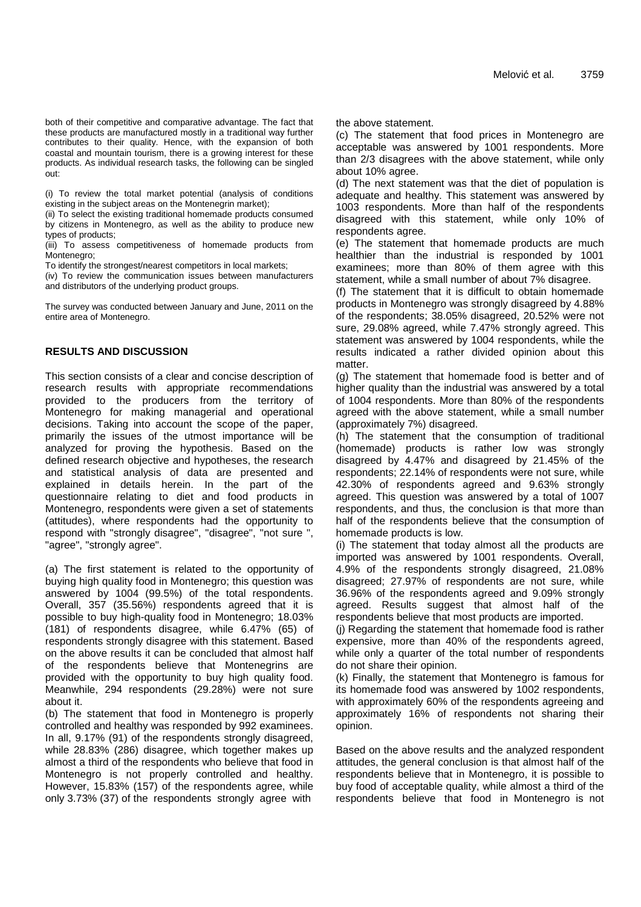both of their competitive and comparative advantage. The fact that these products are manufactured mostly in a traditional way further contributes to their quality. Hence, with the expansion of both coastal and mountain tourism, there is a growing interest for these products. As individual research tasks, the following can be singled out:

(i) To review the total market potential (analysis of conditions existing in the subject areas on the Montenegrin market);
(ii) To select the existing traditional homemade products consumed by citizens in Montenegro, as well as the ability to produce new types of products;
(iii) To assess competitiveness of homemade products from Montenegro;
To identify the strongest/nearest competitors in local markets;
(iv) To review the communication issues between manufacturers and distributors of the underlying product groups.

The survey was conducted between January and June, 2011 on the entire area of Montenegro.

## RESULTS AND DISCUSSION

This section consists of a clear and concise description of research results with appropriate recommendations provided to the producers from the territory of Montenegro for making managerial and operational decisions. Taking into account the scope of the paper, primarily the issues of the utmost importance will be analyzed for proving the hypothesis. Based on the defined research objective and hypotheses, the research and statistical analysis of data are presented and explained in details herein. In the part of the questionnaire relating to diet and food products in Montenegro, respondents were given a set of statements (attitudes), where respondents had the opportunity to respond with "strongly disagree", "disagree", "not sure ", "agree", "strongly agree".

(a) The first statement is related to the opportunity of buying high quality food in Montenegro; this question was answered by 1004 (99.5%) of the total respondents. Overall, 357 (35.56%) respondents agreed that it is possible to buy high-quality food in Montenegro; 18.03% (181) of respondents disagree, while 6.47% (65) of respondents strongly disagree with this statement. Based on the above results it can be concluded that almost half of the respondents believe that Montenegrins are provided with the opportunity to buy high quality food. Meanwhile, 294 respondents (29.28%) were not sure about it.
(b) The statement that food in Montenegro is properly controlled and healthy was responded by 992 examinees. In all, 9.17% (91) of the respondents strongly disagreed, while 28.83% (286) disagree, which together makes up almost a third of the respondents who believe that food in Montenegro is not properly controlled and healthy. However, 15.83% (157) of the respondents agree, while only 3.73% (37) of the respondents strongly agree with the above statement.
(c) The statement that food prices in Montenegro are acceptable was answered by 1001 respondents. More than 2/3 disagrees with the above statement, while only about 10% agree.
(d) The next statement was that the diet of population is adequate and healthy. This statement was answered by 1003 respondents. More than half of the respondents disagreed with this statement, while only 10% of respondents agree.
(e) The statement that homemade products are much healthier than the industrial is responded by 1001 examinees; more than 80% of them agree with this statement, while a small number of about 7% disagree.
(f) The statement that it is difficult to obtain homemade products in Montenegro was strongly disagreed by 4.88% of the respondents; 38.05% disagreed, 20.52% were not sure, 29.08% agreed, while 7.47% strongly agreed. This statement was answered by 1004 respondents, while the results indicated a rather divided opinion about this matter.
(g) The statement that homemade food is better and of higher quality than the industrial was answered by a total of 1004 respondents. More than 80% of the respondents agreed with the above statement, while a small number (approximately 7%) disagreed.
(h) The statement that the consumption of traditional (homemade) products is rather low was strongly disagreed by 4.47% and disagreed by 21.45% of the respondents; 22.14% of respondents were not sure, while 42.30% of respondents agreed and 9.63% strongly agreed. This question was answered by a total of 1007 respondents, and thus, the conclusion is that more than half of the respondents believe that the consumption of homemade products is low.
(i) The statement that today almost all the products are imported was answered by 1001 respondents. Overall, 4.9% of the respondents strongly disagreed, 21.08% disagreed; 27.97% of respondents are not sure, while 36.96% of the respondents agreed and 9.09% strongly agreed. Results suggest that almost half of the respondents believe that most products are imported.
(j) Regarding the statement that homemade food is rather expensive, more than 40% of the respondents agreed, while only a quarter of the total number of respondents do not share their opinion.
(k) Finally, the statement that Montenegro is famous for its homemade food was answered by 1002 respondents, with approximately 60% of the respondents agreeing and approximately 16% of respondents not sharing their opinion.

Based on the above results and the analyzed respondent attitudes, the general conclusion is that almost half of the respondents believe that in Montenegro, it is possible to buy food of acceptable quality, while almost a third of the respondents believe that food in Montenegro is not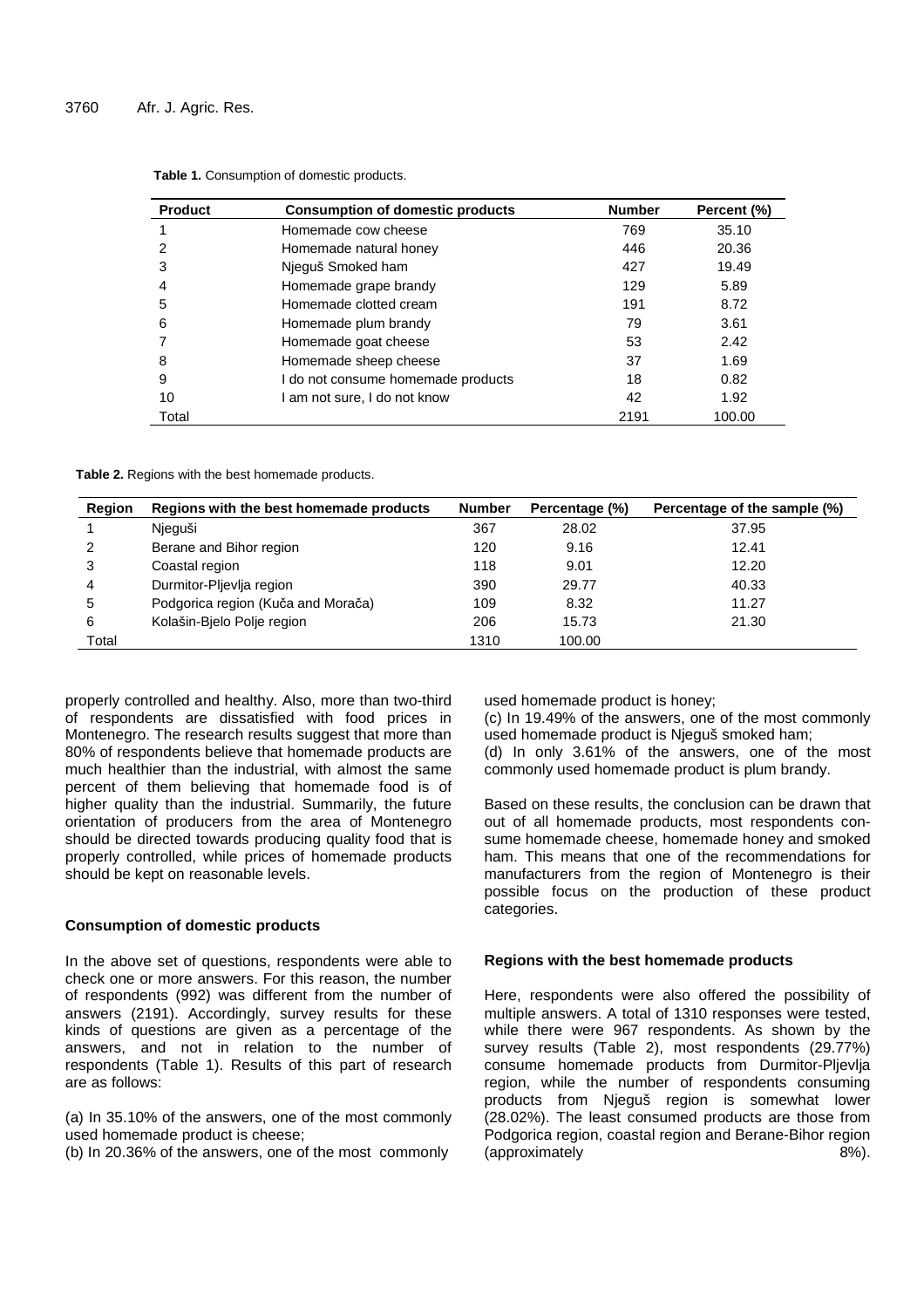**Table 1.** Consumption of domestic products.

| Product | Consumption of domestic products | Number | Percent (%) |
|---|---|---|---|
| 1 | Homemade cow cheese | 769 | 35.10 |
| 2 | Homemade natural honey | 446 | 20.36 |
| 3 | Njeguš Smoked ham | 427 | 19.49 |
| 4 | Homemade grape brandy | 129 | 5.89 |
| 5 | Homemade clotted cream | 191 | 8.72 |
| 6 | Homemade plum brandy | 79 | 3.61 |
| 7 | Homemade goat cheese | 53 | 2.42 |
| 8 | Homemade sheep cheese | 37 | 1.69 |
| 9 | I do not consume homemade products | 18 | 0.82 |
| 10 | I am not sure, I do not know | 42 | 1.92 |
| Total | | 2191 | 100.00 |

**Table 2.** Regions with the best homemade products.

| Region | Regions with the best homemade products | Number | Percentage (%) | Percentage of the sample (%) |
|---|---|---|---|---|
| 1 | Njeguši | 367 | 28.02 | 37.95 |
| 2 | Berane and Bihor region | 120 | 9.16 | 12.41 |
| 3 | Coastal region | 118 | 9.01 | 12.20 |
| 4 | Durmitor-Pljevlja region | 390 | 29.77 | 40.33 |
| 5 | Podgorica region (Kuča and Morača) | 109 | 8.32 | 11.27 |
| 6 | Kolašin-Bjelo Polje region | 206 | 15.73 | 21.30 |
| Total | | 1310 | 100.00 | |

properly controlled and healthy. Also, more than two-third of respondents are dissatisfied with food prices in Montenegro. The research results suggest that more than 80% of respondents believe that homemade products are much healthier than the industrial, with almost the same percent of them believing that homemade food is of higher quality than the industrial. Summarily, the future orientation of producers from the area of Montenegro should be directed towards producing quality food that is properly controlled, while prices of homemade products should be kept on reasonable levels.

### Consumption of domestic products

In the above set of questions, respondents were able to check one or more answers. For this reason, the number of respondents (992) was different from the number of answers (2191). Accordingly, survey results for these kinds of questions are given as a percentage of the answers, and not in relation to the number of respondents (Table 1). Results of this part of research are as follows:

(a) In 35.10% of the answers, one of the most commonly used homemade product is cheese;
(b) In 20.36% of the answers, one of the most commonly used homemade product is honey;
(c) In 19.49% of the answers, one of the most commonly used homemade product is Njeguš smoked ham;
(d) In only 3.61% of the answers, one of the most commonly used homemade product is plum brandy.

Based on these results, the conclusion can be drawn that out of all homemade products, most respondents consume homemade cheese, homemade honey and smoked ham. This means that one of the recommendations for manufacturers from the region of Montenegro is their possible focus on the production of these product categories.

### Regions with the best homemade products

Here, respondents were also offered the possibility of multiple answers. A total of 1310 responses were tested, while there were 967 respondents. As shown by the survey results (Table 2), most respondents (29.77%) consume homemade products from Durmitor-Pljevlja region, while the number of respondents consuming products from Njeguš region is somewhat lower (28.02%). The least consumed products are those from Podgorica region, coastal region and Berane-Bihor region (approximately 8%).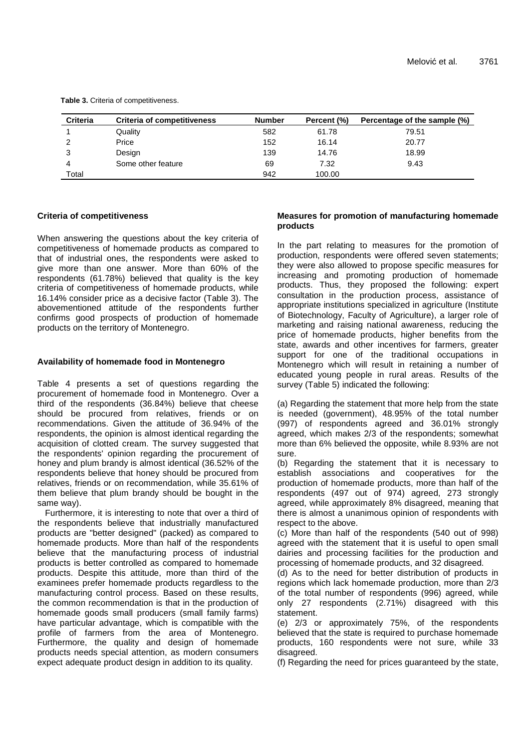**Table 3.** Criteria of competitiveness.

| Criteria | Criteria of competitiveness | Number | Percent (%) | Percentage of the sample (%) |
|---|---|---|---|---|
| 1 | Quality | 582 | 61.78 | 79.51 |
| 2 | Price | 152 | 16.14 | 20.77 |
| 3 | Design | 139 | 14.76 | 18.99 |
| 4 | Some other feature | 69 | 7.32 | 9.43 |
| Total | | 942 | 100.00 | |

### Criteria of competitiveness

When answering the questions about the key criteria of competitiveness of homemade products as compared to that of industrial ones, the respondents were asked to give more than one answer. More than 60% of the respondents (61.78%) believed that quality is the key criteria of competitiveness of homemade products, while 16.14% consider price as a decisive factor (Table 3). The abovementioned attitude of the respondents further confirms good prospects of production of homemade products on the territory of Montenegro.

### Availability of homemade food in Montenegro

Table 4 presents a set of questions regarding the procurement of homemade food in Montenegro. Over a third of the respondents (36.84%) believe that cheese should be procured from relatives, friends or on recommendations. Given the attitude of 36.94% of the respondents, the opinion is almost identical regarding the acquisition of clotted cream. The survey suggested that the respondents' opinion regarding the procurement of honey and plum brandy is almost identical (36.52% of the respondents believe that honey should be procured from relatives, friends or on recommendation, while 35.61% of them believe that plum brandy should be bought in the same way).

Furthermore, it is interesting to note that over a third of the respondents believe that industrially manufactured products are "better designed" (packed) as compared to homemade products. More than half of the respondents believe that the manufacturing process of industrial products is better controlled as compared to homemade products. Despite this attitude, more than third of the examinees prefer homemade products regardless to the manufacturing control process. Based on these results, the common recommendation is that in the production of homemade goods small producers (small family farms) have particular advantage, which is compatible with the profile of farmers from the area of Montenegro. Furthermore, the quality and design of homemade products needs special attention, as modern consumers expect adequate product design in addition to its quality.

### Measures for promotion of manufacturing homemade products

In the part relating to measures for the promotion of production, respondents were offered seven statements; they were also allowed to propose specific measures for increasing and promoting production of homemade products. Thus, they proposed the following: expert consultation in the production process, assistance of appropriate institutions specialized in agriculture (Institute of Biotechnology, Faculty of Agriculture), a larger role of marketing and raising national awareness, reducing the price of homemade products, higher benefits from the state, awards and other incentives for farmers, greater support for one of the traditional occupations in Montenegro which will result in retaining a number of educated young people in rural areas. Results of the survey (Table 5) indicated the following:

(a) Regarding the statement that more help from the state is needed (government), 48.95% of the total number (997) of respondents agreed and 36.01% strongly agreed, which makes 2/3 of the respondents; somewhat more than 6% believed the opposite, while 8.93% are not sure.

(b) Regarding the statement that it is necessary to establish associations and cooperatives for the production of homemade products, more than half of the respondents (497 out of 974) agreed, 273 strongly agreed, while approximately 8% disagreed, meaning that there is almost a unanimous opinion of respondents with respect to the above.

(c) More than half of the respondents (540 out of 998) agreed with the statement that it is useful to open small dairies and processing facilities for the production and processing of homemade products, and 32 disagreed.

(d) As to the need for better distribution of products in regions which lack homemade production, more than 2/3 of the total number of respondents (996) agreed, while only 27 respondents (2.71%) disagreed with this statement.

(e) 2/3 or approximately 75%, of the respondents believed that the state is required to purchase homemade products, 160 respondents were not sure, while 33 disagreed.

(f) Regarding the need for prices guaranteed by the state,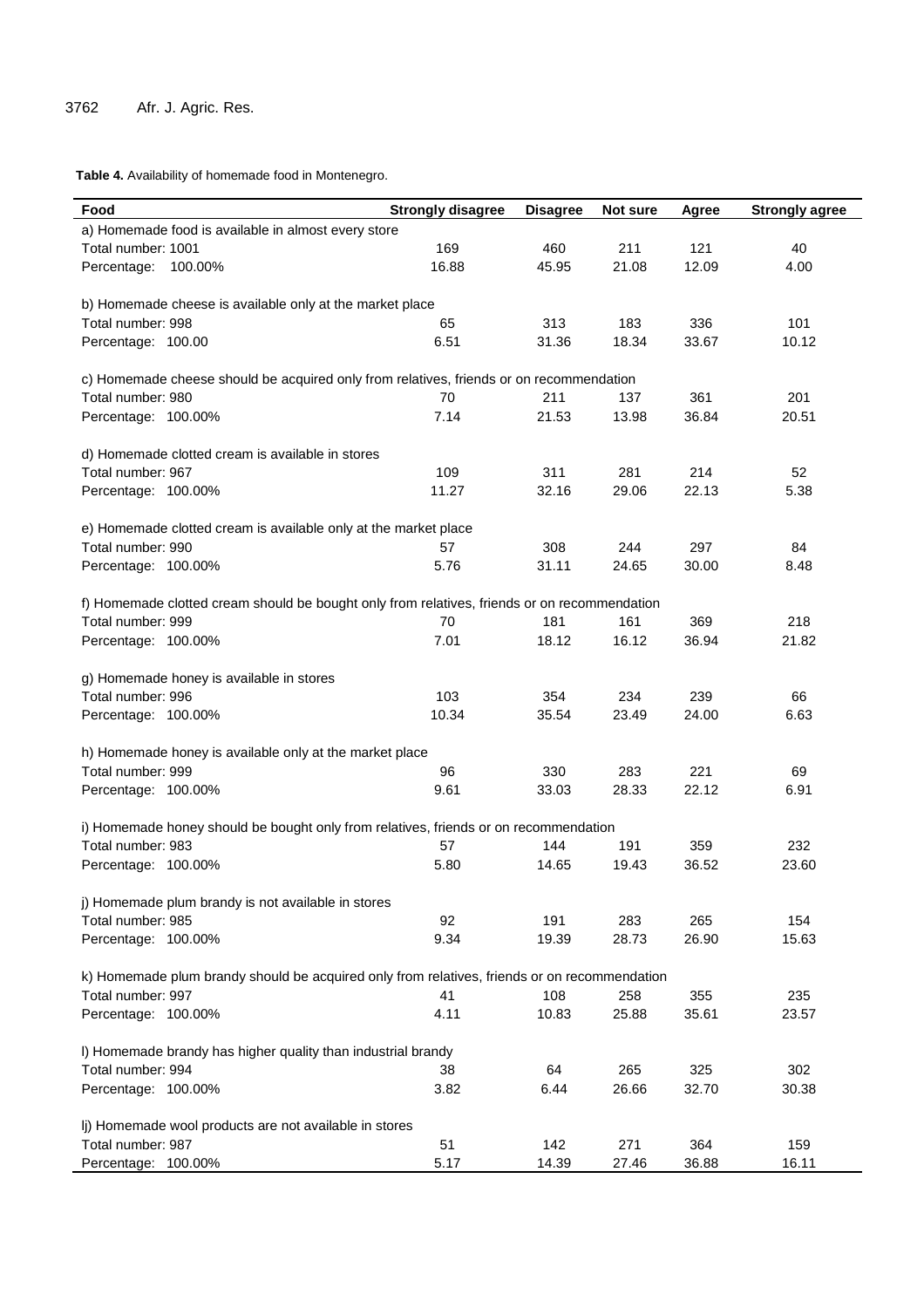**Table 4.** Availability of homemade food in Montenegro.

| Food | Strongly disagree | Disagree | Not sure | Agree | Strongly agree |
|---|---|---|---|---|---|
| a) Homemade food is available in almost every store | | | | | |
| Total number: 1001 | 169 | 460 | 211 | 121 | 40 |
| Percentage: 100.00% | 16.88 | 45.95 | 21.08 | 12.09 | 4.00 |
| b) Homemade cheese is available only at the market place | | | | | |
| Total number: 998 | 65 | 313 | 183 | 336 | 101 |
| Percentage: 100.00 | 6.51 | 31.36 | 18.34 | 33.67 | 10.12 |
| c) Homemade cheese should be acquired only from relatives, friends or on recommendation | | | | | |
| Total number: 980 | 70 | 211 | 137 | 361 | 201 |
| Percentage: 100.00% | 7.14 | 21.53 | 13.98 | 36.84 | 20.51 |
| d) Homemade clotted cream is available in stores | | | | | |
| Total number: 967 | 109 | 311 | 281 | 214 | 52 |
| Percentage: 100.00% | 11.27 | 32.16 | 29.06 | 22.13 | 5.38 |
| e) Homemade clotted cream is available only at the market place | | | | | |
| Total number: 990 | 57 | 308 | 244 | 297 | 84 |
| Percentage: 100.00% | 5.76 | 31.11 | 24.65 | 30.00 | 8.48 |
| f) Homemade clotted cream should be bought only from relatives, friends or on recommendation | | | | | |
| Total number: 999 | 70 | 181 | 161 | 369 | 218 |
| Percentage: 100.00% | 7.01 | 18.12 | 16.12 | 36.94 | 21.82 |
| g) Homemade honey is available in stores | | | | | |
| Total number: 996 | 103 | 354 | 234 | 239 | 66 |
| Percentage: 100.00% | 10.34 | 35.54 | 23.49 | 24.00 | 6.63 |
| h) Homemade honey is available only at the market place | | | | | |
| Total number: 999 | 96 | 330 | 283 | 221 | 69 |
| Percentage: 100.00% | 9.61 | 33.03 | 28.33 | 22.12 | 6.91 |
| i) Homemade honey should be bought only from relatives, friends or on recommendation | | | | | |
| Total number: 983 | 57 | 144 | 191 | 359 | 232 |
| Percentage: 100.00% | 5.80 | 14.65 | 19.43 | 36.52 | 23.60 |
| j) Homemade plum brandy is not available in stores | | | | | |
| Total number: 985 | 92 | 191 | 283 | 265 | 154 |
| Percentage: 100.00% | 9.34 | 19.39 | 28.73 | 26.90 | 15.63 |
| k) Homemade plum brandy should be acquired only from relatives, friends or on recommendation | | | | | |
| Total number: 997 | 41 | 108 | 258 | 355 | 235 |
| Percentage: 100.00% | 4.11 | 10.83 | 25.88 | 35.61 | 23.57 |
| l) Homemade brandy has higher quality than industrial brandy | | | | | |
| Total number: 994 | 38 | 64 | 265 | 325 | 302 |
| Percentage: 100.00% | 3.82 | 6.44 | 26.66 | 32.70 | 30.38 |
| lj) Homemade wool products are not available in stores | | | | | |
| Total number: 987 | 51 | 142 | 271 | 364 | 159 |
| Percentage: 100.00% | 5.17 | 14.39 | 27.46 | 36.88 | 16.11 |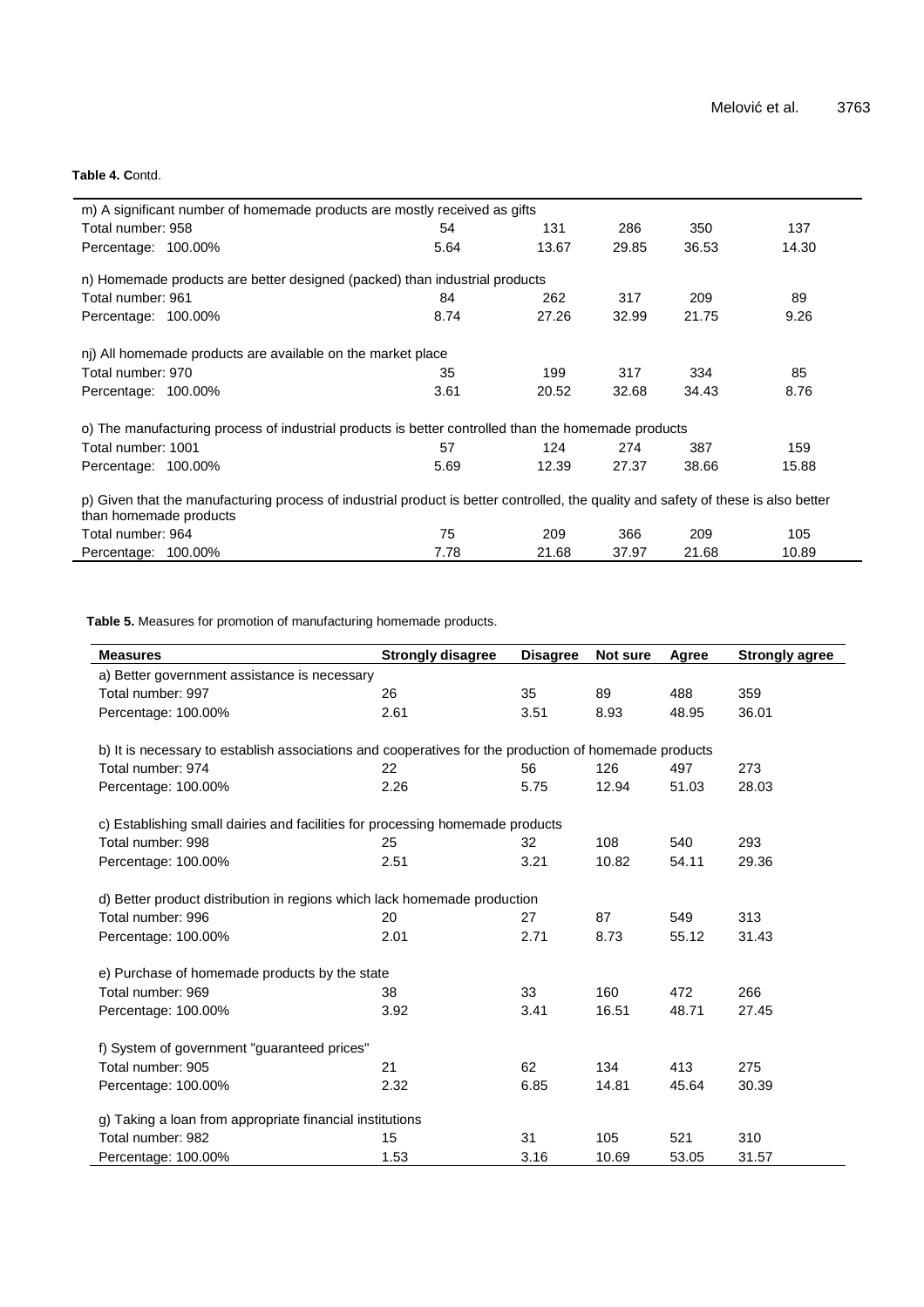**Table 4. C**ontd.

| | | | | | |
|---|---|---|---|---|---|
| m) A significant number of homemade products are mostly received as gifts | | | | | |
| Total number: 958 | 54 | 131 | 286 | 350 | 137 |
| Percentage: 100.00% | 5.64 | 13.67 | 29.85 | 36.53 | 14.30 |
| n) Homemade products are better designed (packed) than industrial products | | | | | |
| Total number: 961 | 84 | 262 | 317 | 209 | 89 |
| Percentage: 100.00% | 8.74 | 27.26 | 32.99 | 21.75 | 9.26 |
| nj) All homemade products are available on the market place | | | | | |
| Total number: 970 | 35 | 199 | 317 | 334 | 85 |
| Percentage: 100.00% | 3.61 | 20.52 | 32.68 | 34.43 | 8.76 |
| o) The manufacturing process of industrial products is better controlled than the homemade products | | | | | |
| Total number: 1001 | 57 | 124 | 274 | 387 | 159 |
| Percentage: 100.00% | 5.69 | 12.39 | 27.37 | 38.66 | 15.88 |
| p) Given that the manufacturing process of industrial product is better controlled, the quality and safety of these is also better than homemade products | | | | | |
| Total number: 964 | 75 | 209 | 366 | 209 | 105 |
| Percentage: 100.00% | 7.78 | 21.68 | 37.97 | 21.68 | 10.89 |

**Table 5.** Measures for promotion of manufacturing homemade products.

| Measures | Strongly disagree | Disagree | Not sure | Agree | Strongly agree |
|---|---|---|---|---|---|
| a) Better government assistance is necessary | | | | | |
| Total number: 997 | 26 | 35 | 89 | 488 | 359 |
| Percentage: 100.00% | 2.61 | 3.51 | 8.93 | 48.95 | 36.01 |
| b) It is necessary to establish associations and cooperatives for the production of homemade products | | | | | |
| Total number: 974 | 22 | 56 | 126 | 497 | 273 |
| Percentage: 100.00% | 2.26 | 5.75 | 12.94 | 51.03 | 28.03 |
| c) Establishing small dairies and facilities for processing homemade products | | | | | |
| Total number: 998 | 25 | 32 | 108 | 540 | 293 |
| Percentage: 100.00% | 2.51 | 3.21 | 10.82 | 54.11 | 29.36 |
| d) Better product distribution in regions which lack homemade production | | | | | |
| Total number: 996 | 20 | 27 | 87 | 549 | 313 |
| Percentage: 100.00% | 2.01 | 2.71 | 8.73 | 55.12 | 31.43 |
| e) Purchase of homemade products by the state | | | | | |
| Total number: 969 | 38 | 33 | 160 | 472 | 266 |
| Percentage: 100.00% | 3.92 | 3.41 | 16.51 | 48.71 | 27.45 |
| f) System of government "guaranteed prices" | | | | | |
| Total number: 905 | 21 | 62 | 134 | 413 | 275 |
| Percentage: 100.00% | 2.32 | 6.85 | 14.81 | 45.64 | 30.39 |
| g) Taking a loan from appropriate financial institutions | | | | | |
| Total number: 982 | 15 | 31 | 105 | 521 | 310 |
| Percentage: 100.00% | 1.53 | 3.16 | 10.69 | 53.05 | 31.57 |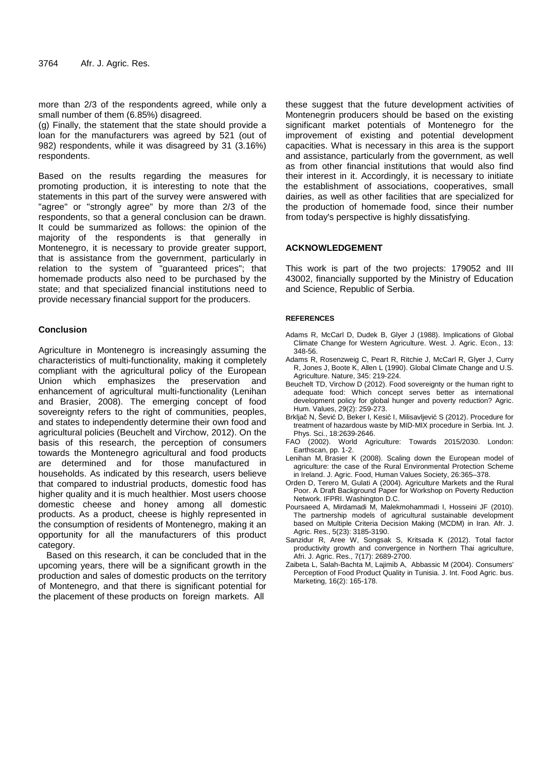more than 2/3 of the respondents agreed, while only a small number of them (6.85%) disagreed.

(g) Finally, the statement that the state should provide a loan for the manufacturers was agreed by 521 (out of 982) respondents, while it was disagreed by 31 (3.16%) respondents.

Based on the results regarding the measures for promoting production, it is interesting to note that the statements in this part of the survey were answered with "agree" or "strongly agree" by more than 2/3 of the respondents, so that a general conclusion can be drawn. It could be summarized as follows: the opinion of the majority of the respondents is that generally in Montenegro, it is necessary to provide greater support, that is assistance from the government, particularly in relation to the system of "guaranteed prices"; that homemade products also need to be purchased by the state; and that specialized financial institutions need to provide necessary financial support for the producers.

## Conclusion

Agriculture in Montenegro is increasingly assuming the characteristics of multi-functionality, making it completely compliant with the agricultural policy of the European Union which emphasizes the preservation and enhancement of agricultural multi-functionality (Lenihan and Brasier, 2008). The emerging concept of food sovereignty refers to the right of communities, peoples, and states to independently determine their own food and agricultural policies (Beuchelt and Virchow, 2012). On the basis of this research, the perception of consumers towards the Montenegro agricultural and food products are determined and for those manufactured in households. As indicated by this research, users believe that compared to industrial products, domestic food has higher quality and it is much healthier. Most users choose domestic cheese and honey among all domestic products. As a product, cheese is highly represented in the consumption of residents of Montenegro, making it an opportunity for all the manufacturers of this product category.

Based on this research, it can be concluded that in the upcoming years, there will be a significant growth in the production and sales of domestic products on the territory of Montenegro, and that there is significant potential for the placement of these products on foreign markets. All these suggest that the future development activities of Montenegrin producers should be based on the existing significant market potentials of Montenegro for the improvement of existing and potential development capacities. What is necessary in this area is the support and assistance, particularly from the government, as well as from other financial institutions that would also find their interest in it. Accordingly, it is necessary to initiate the establishment of associations, cooperatives, small dairies, as well as other facilities that are specialized for the production of homemade food, since their number from today's perspective is highly dissatisfying.

## ACKNOWLEDGEMENT

This work is part of the two projects: 179052 and III 43002, financially supported by the Ministry of Education and Science, Republic of Serbia.

## REFERENCES

Adams R, McCarl D, Dudek B, Glyer J (1988). Implications of Global Climate Change for Western Agriculture. West. J. Agric. Econ., 13: 348-56.

Adams R, Rosenzweig C, Peart R, Ritchie J, McCarl R, Glyer J, Curry R, Jones J, Boote K, Allen L (1990). Global Climate Change and U.S. Agriculture. Nature, 345: 219-224.

Beuchelt TD, Virchow D (2012). Food sovereignty or the human right to adequate food: Which concept serves better as international development policy for global hunger and poverty reduction? Agric. Hum. Values, 29(2): 259-273.

Brkljač N, Šević D, Beker I, Kesić I, Milisavljević S (2012). Procedure for treatment of hazardous waste by MID-MIX procedure in Serbia. Int. J. Phys. Sci., 18:2639-2646.

FAO (2002). World Agriculture: Towards 2015/2030. London: Earthscan, pp. 1-2.

Lenihan M, Brasier K (2008). Scaling down the European model of agriculture: the case of the Rural Environmental Protection Scheme in Ireland. J. Agric. Food, Human Values Society, 26:365–378.

Orden D, Terero M, Gulati A (2004). Agriculture Markets and the Rural Poor. A Draft Background Paper for Workshop on Poverty Reduction Network. IFPRI. Washington D.C.

Poursaeed A, Mirdamadi M, Malekmohammadi I, Hosseini JF (2010). The partnership models of agricultural sustainable development based on Multiple Criteria Decision Making (MCDM) in Iran. Afr. J. Agric. Res., 5(23): 3185-3190.

Sanzidur R, Aree W, Songsak S, Kritsada K (2012). Total factor productivity growth and convergence in Northern Thai agriculture, Afri. J. Agric. Res., 7(17): 2689-2700.

Zaibeta L, Salah-Bachta M, Lajimib A, Abbassic M (2004). Consumers' Perception of Food Product Quality in Tunisia. J. Int. Food Agric. bus. Marketing, 16(2): 165-178.